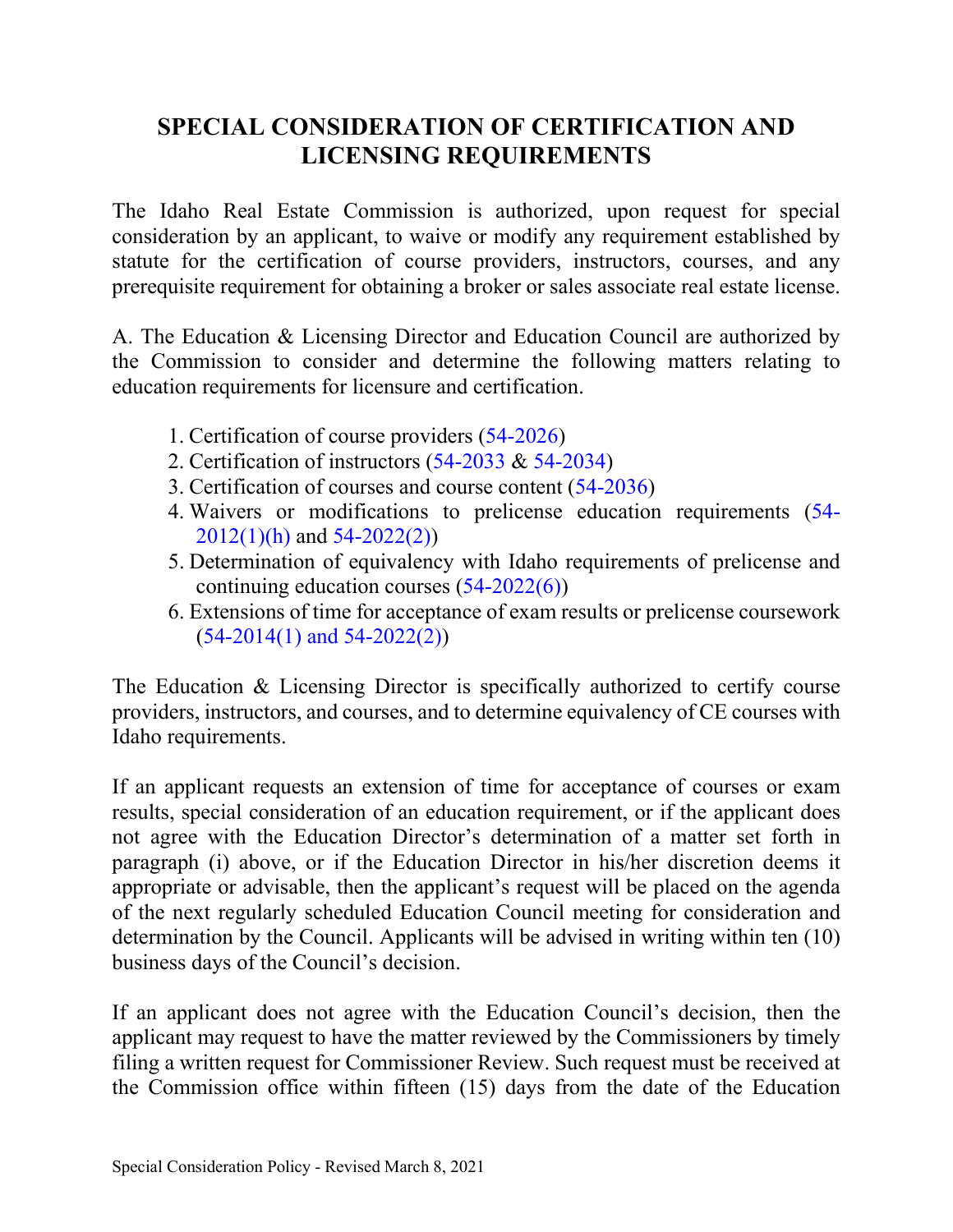# SPECIAL CONSIDERATION OF CERTIFICATION AND LICENSING REQUIREMENTS

The Idaho Real Estate Commission is authorized, upon request for special consideration by an applicant, to waive or modify any requirement established by statute for the certification of course providers, instructors, courses, and any prerequisite requirement for obtaining a broker or sales associate real estate license.

A. The Education & Licensing Director and Education Council are authorized by the Commission to consider and determine the following matters relating to education requirements for licensure and certification.

1. Certification of course providers (54-2026)
2. Certification of instructors (54-2033 & 54-2034)
3. Certification of courses and course content (54-2036)
4. Waivers or modifications to prelicense education requirements (54-2012(1)(h) and 54-2022(2))
5. Determination of equivalency with Idaho requirements of prelicense and continuing education courses (54-2022(6))
6. Extensions of time for acceptance of exam results or prelicense coursework (54-2014(1) and 54-2022(2))

The Education & Licensing Director is specifically authorized to certify course providers, instructors, and courses, and to determine equivalency of CE courses with Idaho requirements.

If an applicant requests an extension of time for acceptance of courses or exam results, special consideration of an education requirement, or if the applicant does not agree with the Education Director's determination of a matter set forth in paragraph (i) above, or if the Education Director in his/her discretion deems it appropriate or advisable, then the applicant's request will be placed on the agenda of the next regularly scheduled Education Council meeting for consideration and determination by the Council. Applicants will be advised in writing within ten (10) business days of the Council's decision.

If an applicant does not agree with the Education Council's decision, then the applicant may request to have the matter reviewed by the Commissioners by timely filing a written request for Commissioner Review. Such request must be received at the Commission office within fifteen (15) days from the date of the Education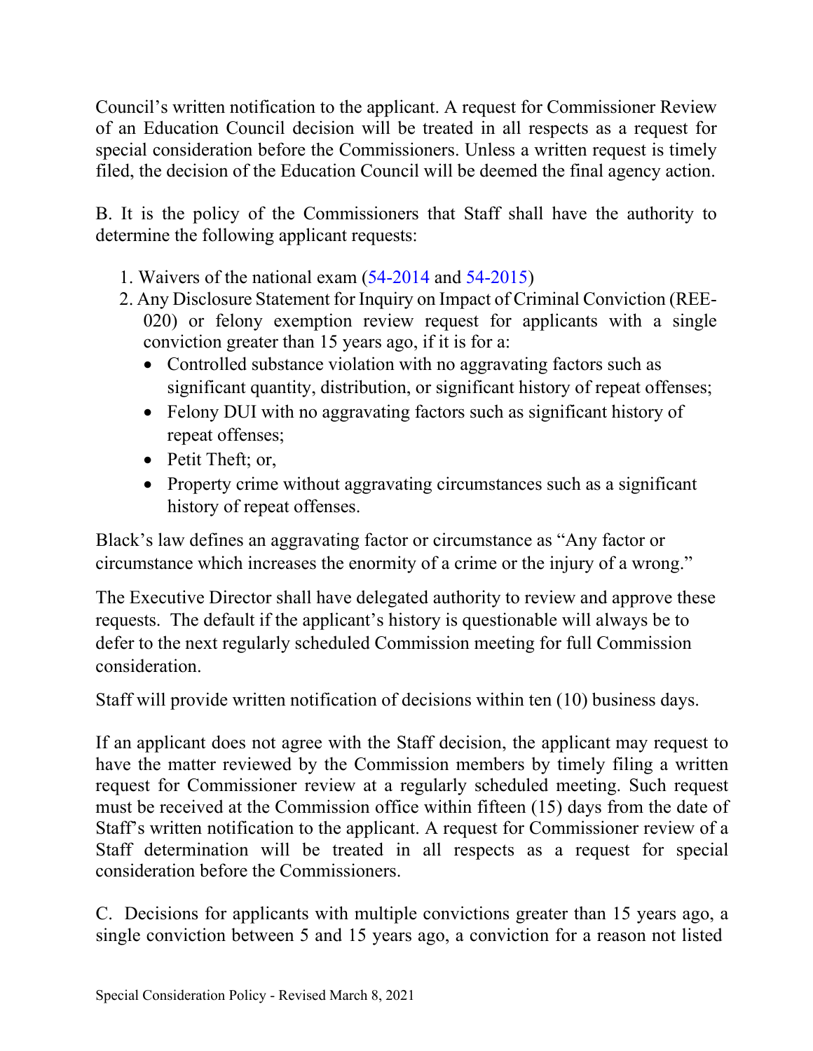Council's written notification to the applicant. A request for Commissioner Review of an Education Council decision will be treated in all respects as a request for special consideration before the Commissioners. Unless a written request is timely filed, the decision of the Education Council will be deemed the final agency action.

B. It is the policy of the Commissioners that Staff shall have the authority to determine the following applicant requests:

1. Waivers of the national exam (54-2014 and 54-2015)
2. Any Disclosure Statement for Inquiry on Impact of Criminal Conviction (REE-020) or felony exemption review request for applicants with a single conviction greater than 15 years ago, if it is for a:
   - Controlled substance violation with no aggravating factors such as significant quantity, distribution, or significant history of repeat offenses;
   - Felony DUI with no aggravating factors such as significant history of repeat offenses;
   - Petit Theft; or,
   - Property crime without aggravating circumstances such as a significant history of repeat offenses.

Black's law defines an aggravating factor or circumstance as "Any factor or circumstance which increases the enormity of a crime or the injury of a wrong."

The Executive Director shall have delegated authority to review and approve these requests. The default if the applicant's history is questionable will always be to defer to the next regularly scheduled Commission meeting for full Commission consideration.

Staff will provide written notification of decisions within ten (10) business days.

If an applicant does not agree with the Staff decision, the applicant may request to have the matter reviewed by the Commission members by timely filing a written request for Commissioner review at a regularly scheduled meeting. Such request must be received at the Commission office within fifteen (15) days from the date of Staff's written notification to the applicant. A request for Commissioner review of a Staff determination will be treated in all respects as a request for special consideration before the Commissioners.

C. Decisions for applicants with multiple convictions greater than 15 years ago, a single conviction between 5 and 15 years ago, a conviction for a reason not listed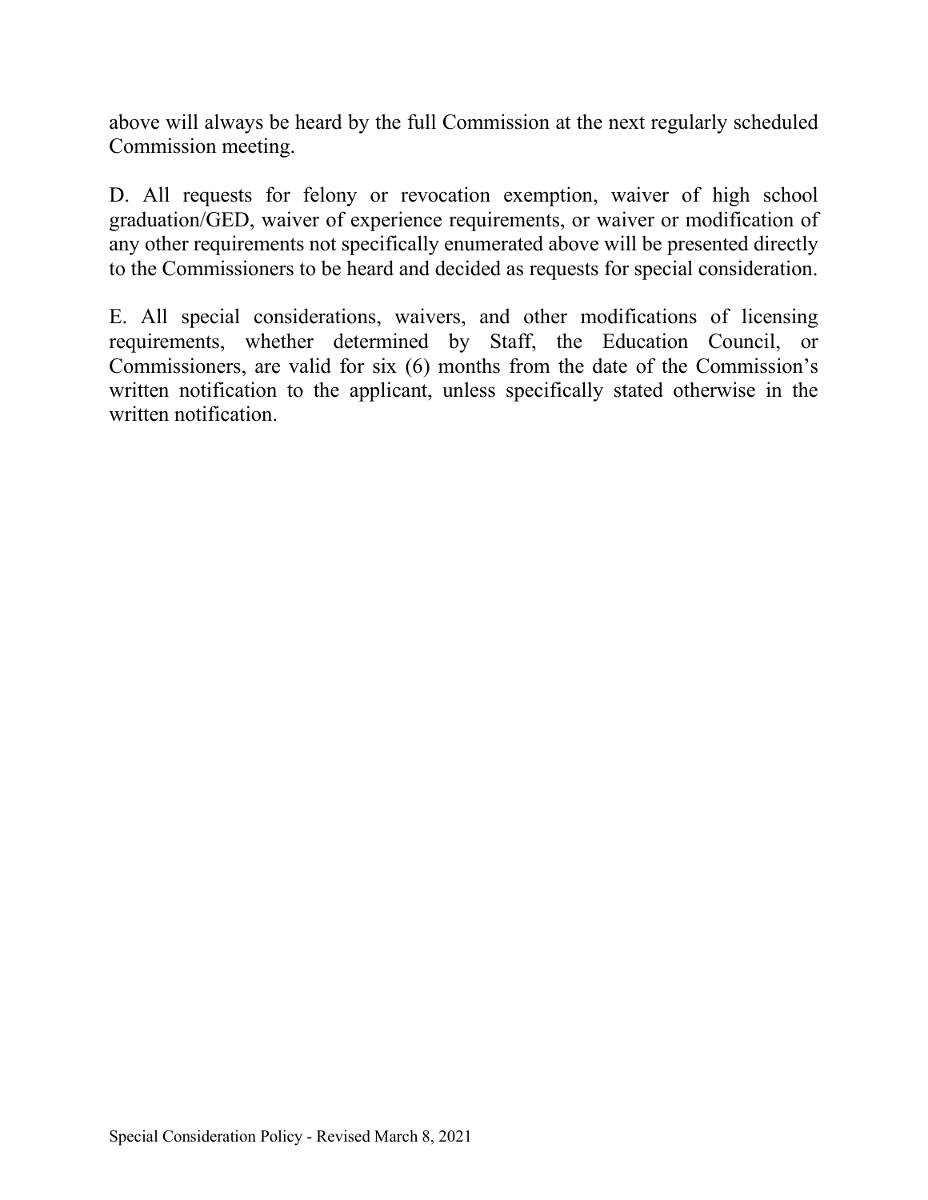above will always be heard by the full Commission at the next regularly scheduled Commission meeting.

D. All requests for felony or revocation exemption, waiver of high school graduation/GED, waiver of experience requirements, or waiver or modification of any other requirements not specifically enumerated above will be presented directly to the Commissioners to be heard and decided as requests for special consideration.

E. All special considerations, waivers, and other modifications of licensing requirements, whether determined by Staff, the Education Council, or Commissioners, are valid for six (6) months from the date of the Commission's written notification to the applicant, unless specifically stated otherwise in the written notification.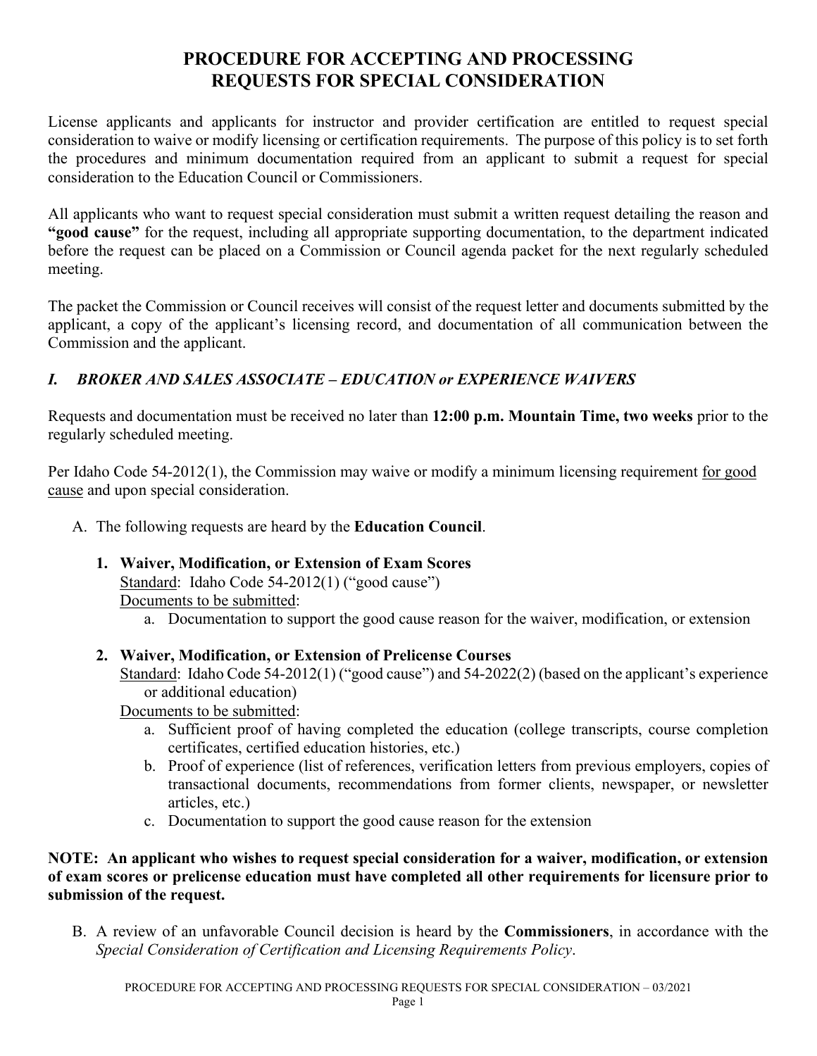# PROCEDURE FOR ACCEPTING AND PROCESSING REQUESTS FOR SPECIAL CONSIDERATION

License applicants and applicants for instructor and provider certification are entitled to request special consideration to waive or modify licensing or certification requirements. The purpose of this policy is to set forth the procedures and minimum documentation required from an applicant to submit a request for special consideration to the Education Council or Commissioners.

All applicants who want to request special consideration must submit a written request detailing the reason and **"good cause"** for the request, including all appropriate supporting documentation, to the department indicated before the request can be placed on a Commission or Council agenda packet for the next regularly scheduled meeting.

The packet the Commission or Council receives will consist of the request letter and documents submitted by the applicant, a copy of the applicant's licensing record, and documentation of all communication between the Commission and the applicant.

## *I. BROKER AND SALES ASSOCIATE – EDUCATION or EXPERIENCE WAIVERS*

Requests and documentation must be received no later than **12:00 p.m. Mountain Time, two weeks** prior to the regularly scheduled meeting.

Per Idaho Code 54-2012(1), the Commission may waive or modify a minimum licensing requirement <u>for good cause</u> and upon special consideration.

A. The following requests are heard by the **Education Council**.

   1. **Waiver, Modification, or Extension of Exam Scores**
      <u>Standard</u>: Idaho Code 54-2012(1) ("good cause")
      <u>Documents to be submitted</u>:
      a. Documentation to support the good cause reason for the waiver, modification, or extension

   2. **Waiver, Modification, or Extension of Prelicense Courses**
      <u>Standard</u>: Idaho Code 54-2012(1) ("good cause") and 54-2022(2) (based on the applicant's experience or additional education)
      <u>Documents to be submitted</u>:
      a. Sufficient proof of having completed the education (college transcripts, course completion certificates, certified education histories, etc.)
      b. Proof of experience (list of references, verification letters from previous employers, copies of transactional documents, recommendations from former clients, newspaper, or newsletter articles, etc.)
      c. Documentation to support the good cause reason for the extension

**NOTE: An applicant who wishes to request special consideration for a waiver, modification, or extension of exam scores or prelicense education must have completed all other requirements for licensure prior to submission of the request.**

B. A review of an unfavorable Council decision is heard by the **Commissioners**, in accordance with the *Special Consideration of Certification and Licensing Requirements Policy*.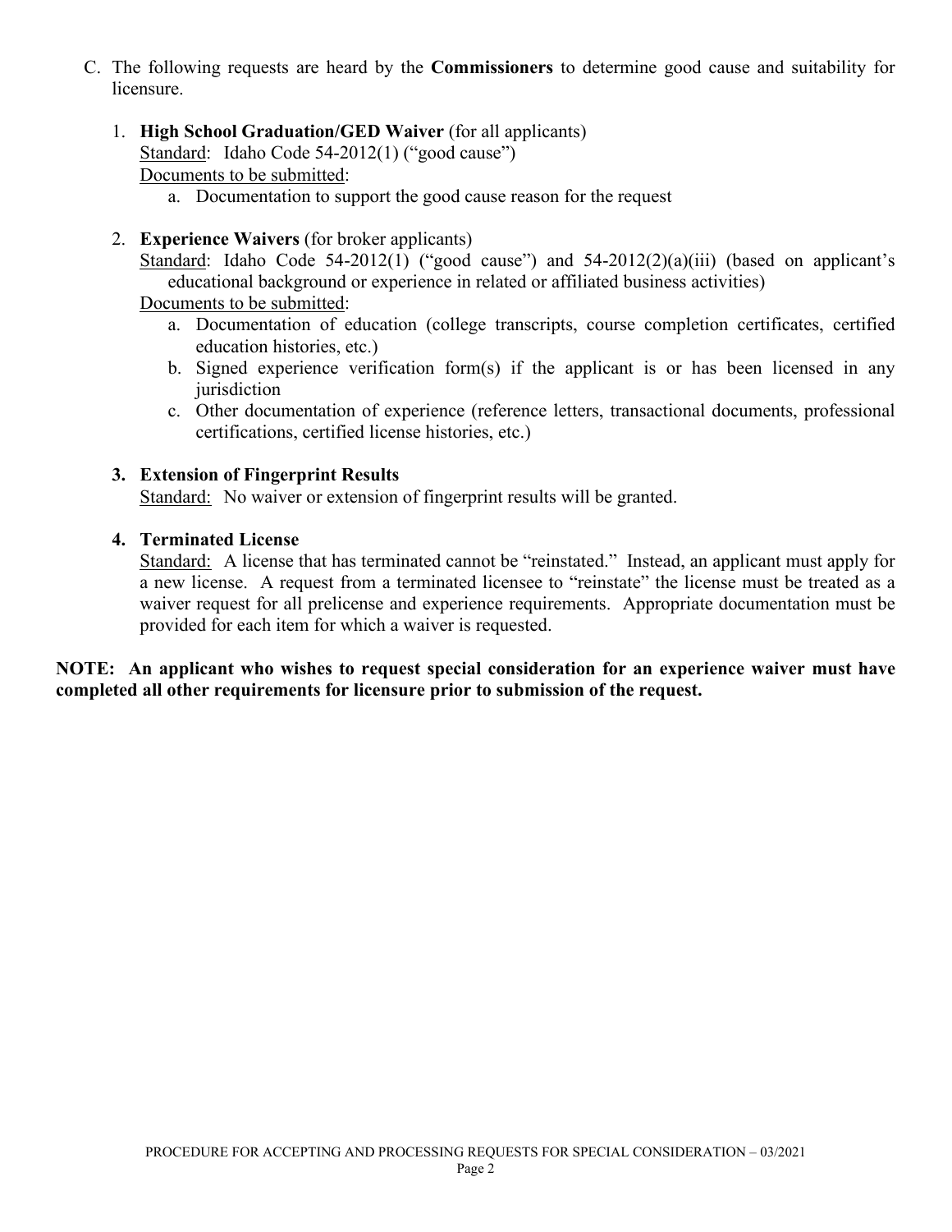C. The following requests are heard by the **Commissioners** to determine good cause and suitability for licensure.

1. **High School Graduation/GED Waiver** (for all applicants)
   Standard: Idaho Code 54-2012(1) ("good cause")
   Documents to be submitted:
   a. Documentation to support the good cause reason for the request

2. **Experience Waivers** (for broker applicants)
   Standard: Idaho Code 54-2012(1) ("good cause") and 54-2012(2)(a)(iii) (based on applicant's educational background or experience in related or affiliated business activities)
   Documents to be submitted:
   a. Documentation of education (college transcripts, course completion certificates, certified education histories, etc.)
   b. Signed experience verification form(s) if the applicant is or has been licensed in any jurisdiction
   c. Other documentation of experience (reference letters, transactional documents, professional certifications, certified license histories, etc.)

3. **Extension of Fingerprint Results**
   Standard: No waiver or extension of fingerprint results will be granted.

4. **Terminated License**
   Standard: A license that has terminated cannot be "reinstated." Instead, an applicant must apply for a new license. A request from a terminated licensee to "reinstate" the license must be treated as a waiver request for all prelicense and experience requirements. Appropriate documentation must be provided for each item for which a waiver is requested.

**NOTE: An applicant who wishes to request special consideration for an experience waiver must have completed all other requirements for licensure prior to submission of the request.**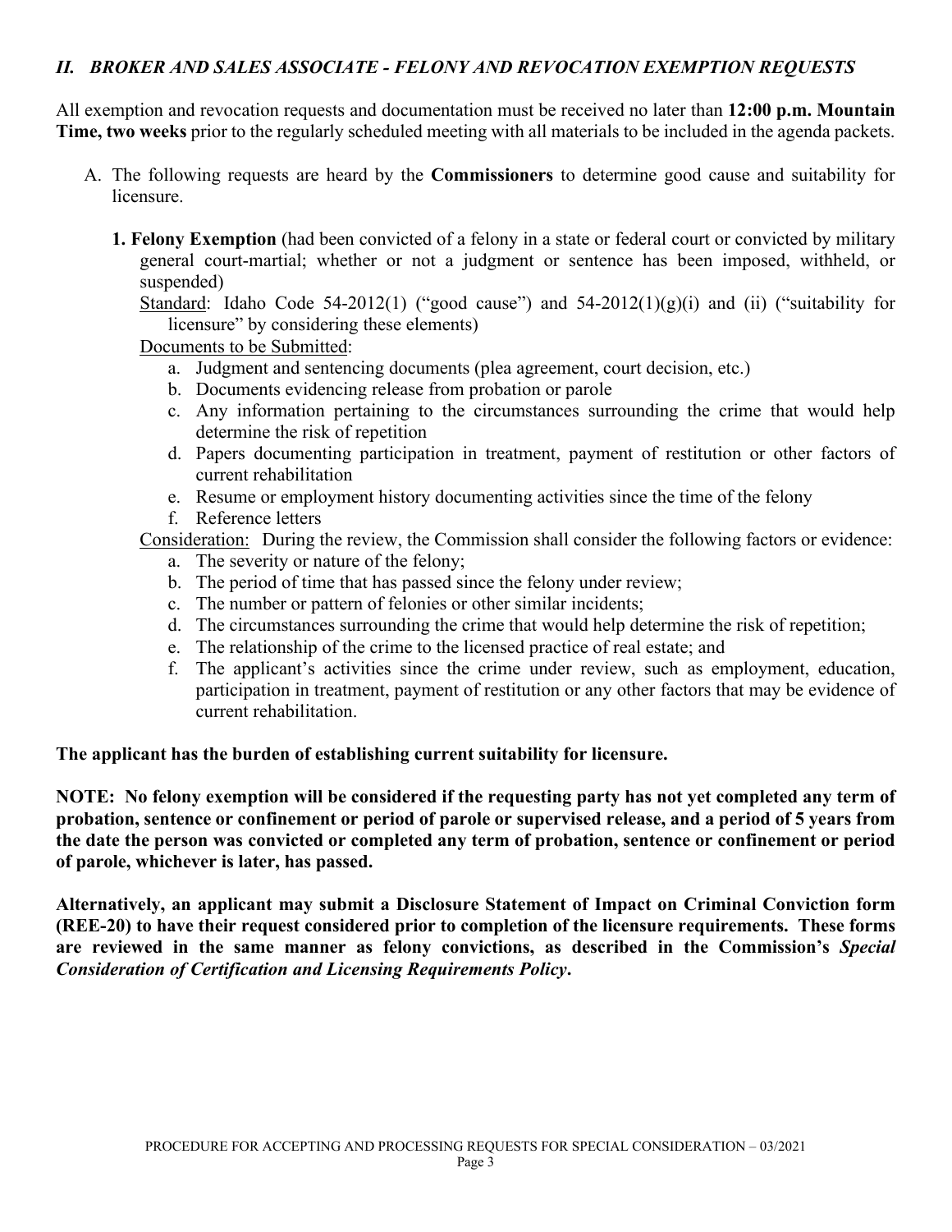## *II. BROKER AND SALES ASSOCIATE - FELONY AND REVOCATION EXEMPTION REQUESTS*

All exemption and revocation requests and documentation must be received no later than **12:00 p.m. Mountain Time, two weeks** prior to the regularly scheduled meeting with all materials to be included in the agenda packets.

A. The following requests are heard by the **Commissioners** to determine good cause and suitability for licensure.

   **1. Felony Exemption** (had been convicted of a felony in a state or federal court or convicted by military general court-martial; whether or not a judgment or sentence has been imposed, withheld, or suspended)

   Standard: Idaho Code 54-2012(1) ("good cause") and 54-2012(1)(g)(i) and (ii) ("suitability for licensure" by considering these elements)

   Documents to be Submitted:

   a. Judgment and sentencing documents (plea agreement, court decision, etc.)
   b. Documents evidencing release from probation or parole
   c. Any information pertaining to the circumstances surrounding the crime that would help determine the risk of repetition
   d. Papers documenting participation in treatment, payment of restitution or other factors of current rehabilitation
   e. Resume or employment history documenting activities since the time of the felony
   f. Reference letters

   Consideration: During the review, the Commission shall consider the following factors or evidence:

   a. The severity or nature of the felony;
   b. The period of time that has passed since the felony under review;
   c. The number or pattern of felonies or other similar incidents;
   d. The circumstances surrounding the crime that would help determine the risk of repetition;
   e. The relationship of the crime to the licensed practice of real estate; and
   f. The applicant's activities since the crime under review, such as employment, education, participation in treatment, payment of restitution or any other factors that may be evidence of current rehabilitation.

**The applicant has the burden of establishing current suitability for licensure.**

**NOTE: No felony exemption will be considered if the requesting party has not yet completed any term of probation, sentence or confinement or period of parole or supervised release, and a period of 5 years from the date the person was convicted or completed any term of probation, sentence or confinement or period of parole, whichever is later, has passed.**

**Alternatively, an applicant may submit a Disclosure Statement of Impact on Criminal Conviction form (REE-20) to have their request considered prior to completion of the licensure requirements. These forms are reviewed in the same manner as felony convictions, as described in the Commission's *Special Consideration of Certification and Licensing Requirements Policy*.**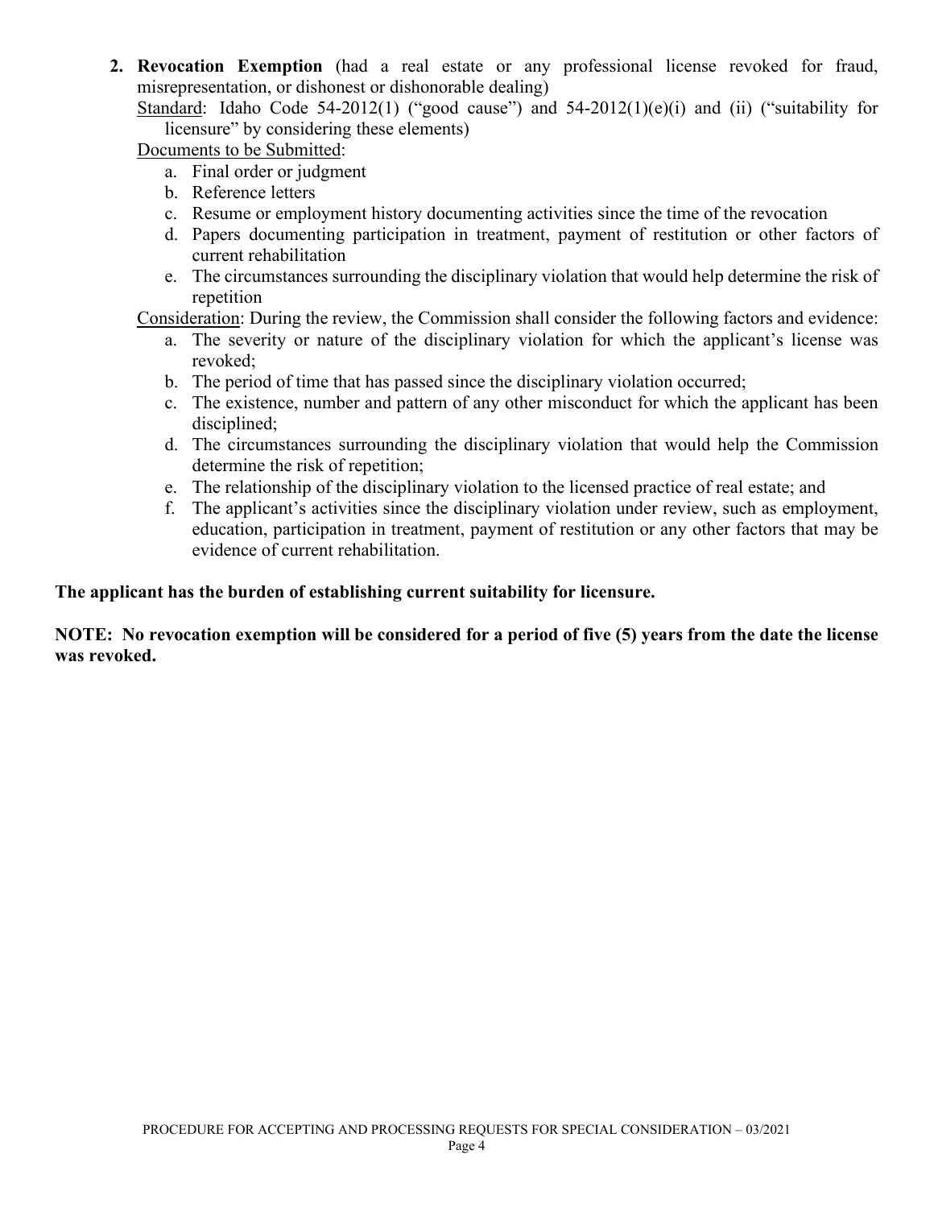2. **Revocation Exemption** (had a real estate or any professional license revoked for fraud, misrepresentation, or dishonest or dishonorable dealing)

   Standard: Idaho Code 54-2012(1) ("good cause") and 54-2012(1)(e)(i) and (ii) ("suitability for licensure" by considering these elements)

   Documents to be Submitted:

   a. Final order or judgment
   b. Reference letters
   c. Resume or employment history documenting activities since the time of the revocation
   d. Papers documenting participation in treatment, payment of restitution or other factors of current rehabilitation
   e. The circumstances surrounding the disciplinary violation that would help determine the risk of repetition

   Consideration: During the review, the Commission shall consider the following factors and evidence:

   a. The severity or nature of the disciplinary violation for which the applicant's license was revoked;
   b. The period of time that has passed since the disciplinary violation occurred;
   c. The existence, number and pattern of any other misconduct for which the applicant has been disciplined;
   d. The circumstances surrounding the disciplinary violation that would help the Commission determine the risk of repetition;
   e. The relationship of the disciplinary violation to the licensed practice of real estate; and
   f. The applicant's activities since the disciplinary violation under review, such as employment, education, participation in treatment, payment of restitution or any other factors that may be evidence of current rehabilitation.

**The applicant has the burden of establishing current suitability for licensure.**

**NOTE: No revocation exemption will be considered for a period of five (5) years from the date the license was revoked.**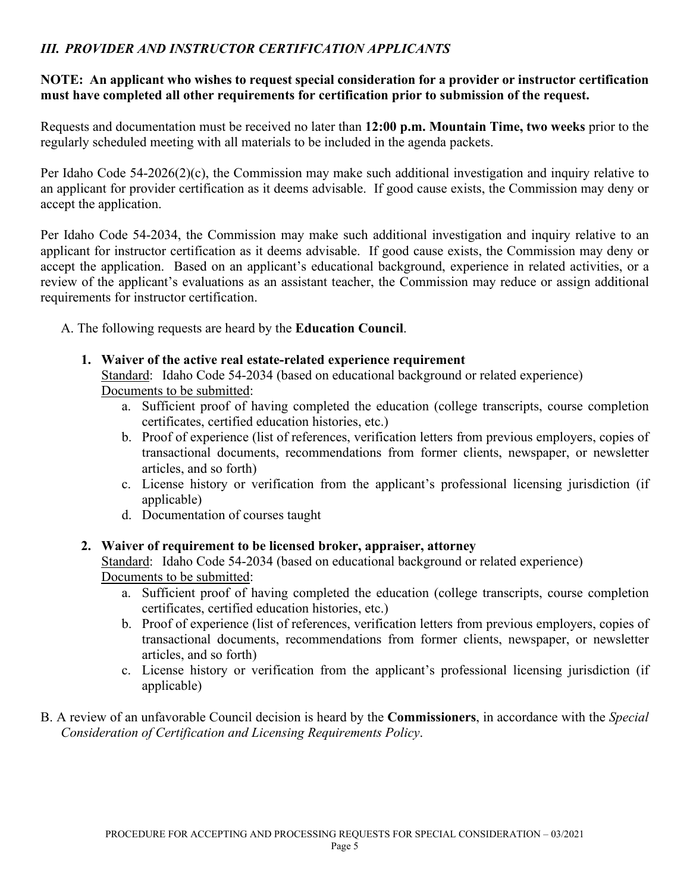### *III. PROVIDER AND INSTRUCTOR CERTIFICATION APPLICANTS*

**NOTE: An applicant who wishes to request special consideration for a provider or instructor certification must have completed all other requirements for certification prior to submission of the request.**

Requests and documentation must be received no later than **12:00 p.m. Mountain Time, two weeks** prior to the regularly scheduled meeting with all materials to be included in the agenda packets.

Per Idaho Code 54-2026(2)(c), the Commission may make such additional investigation and inquiry relative to an applicant for provider certification as it deems advisable. If good cause exists, the Commission may deny or accept the application.

Per Idaho Code 54-2034, the Commission may make such additional investigation and inquiry relative to an applicant for instructor certification as it deems advisable. If good cause exists, the Commission may deny or accept the application. Based on an applicant's educational background, experience in related activities, or a review of the applicant's evaluations as an assistant teacher, the Commission may reduce or assign additional requirements for instructor certification.

A. The following requests are heard by the **Education Council**.

1. **Waiver of the active real estate-related experience requirement**
   Standard: Idaho Code 54-2034 (based on educational background or related experience)
   Documents to be submitted:
   a. Sufficient proof of having completed the education (college transcripts, course completion certificates, certified education histories, etc.)
   b. Proof of experience (list of references, verification letters from previous employers, copies of transactional documents, recommendations from former clients, newspaper, or newsletter articles, and so forth)
   c. License history or verification from the applicant's professional licensing jurisdiction (if applicable)
   d. Documentation of courses taught

2. **Waiver of requirement to be licensed broker, appraiser, attorney**
   Standard: Idaho Code 54-2034 (based on educational background or related experience)
   Documents to be submitted:
   a. Sufficient proof of having completed the education (college transcripts, course completion certificates, certified education histories, etc.)
   b. Proof of experience (list of references, verification letters from previous employers, copies of transactional documents, recommendations from former clients, newspaper, or newsletter articles, and so forth)
   c. License history or verification from the applicant's professional licensing jurisdiction (if applicable)

B. A review of an unfavorable Council decision is heard by the **Commissioners**, in accordance with the *Special Consideration of Certification and Licensing Requirements Policy*.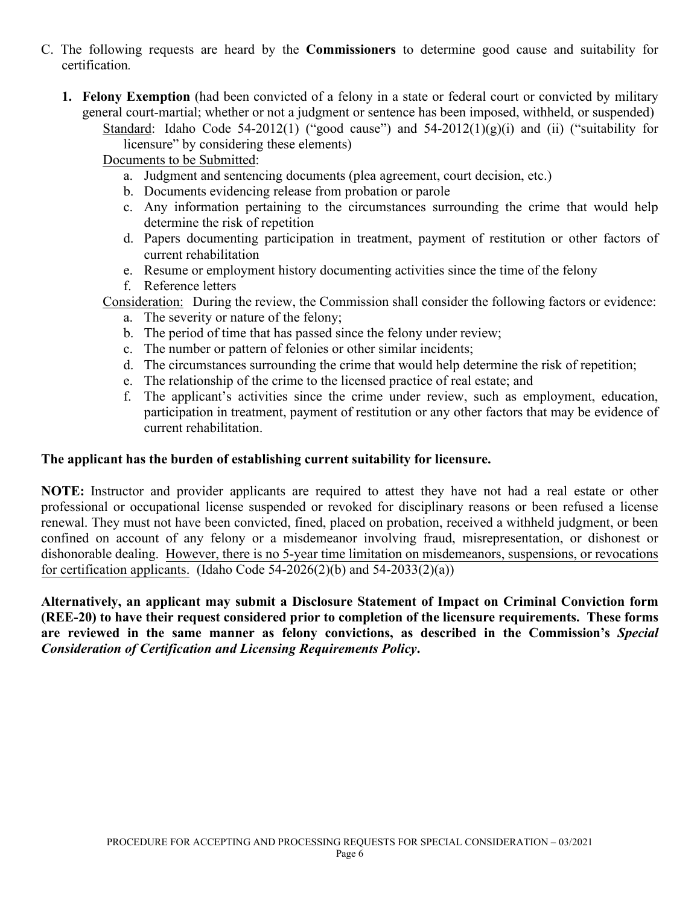C. The following requests are heard by the **Commissioners** to determine good cause and suitability for certification.

1. **Felony Exemption** (had been convicted of a felony in a state or federal court or convicted by military general court-martial; whether or not a judgment or sentence has been imposed, withheld, or suspended)

   <u>Standard</u>: Idaho Code 54-2012(1) ("good cause") and 54-2012(1)(g)(i) and (ii) ("suitability for licensure" by considering these elements)

   <u>Documents to be Submitted</u>:

   a. Judgment and sentencing documents (plea agreement, court decision, etc.)
   b. Documents evidencing release from probation or parole
   c. Any information pertaining to the circumstances surrounding the crime that would help determine the risk of repetition
   d. Papers documenting participation in treatment, payment of restitution or other factors of current rehabilitation
   e. Resume or employment history documenting activities since the time of the felony
   f. Reference letters

   <u>Consideration:</u> During the review, the Commission shall consider the following factors or evidence:

   a. The severity or nature of the felony;
   b. The period of time that has passed since the felony under review;
   c. The number or pattern of felonies or other similar incidents;
   d. The circumstances surrounding the crime that would help determine the risk of repetition;
   e. The relationship of the crime to the licensed practice of real estate; and
   f. The applicant's activities since the crime under review, such as employment, education, participation in treatment, payment of restitution or any other factors that may be evidence of current rehabilitation.

**The applicant has the burden of establishing current suitability for licensure.**

**NOTE:** Instructor and provider applicants are required to attest they have not had a real estate or other professional or occupational license suspended or revoked for disciplinary reasons or been refused a license renewal. They must not have been convicted, fined, placed on probation, received a withheld judgment, or been confined on account of any felony or a misdemeanor involving fraud, misrepresentation, or dishonest or dishonorable dealing. <u>However, there is no 5-year time limitation on misdemeanors, suspensions, or revocations for certification applicants.</u> (Idaho Code 54-2026(2)(b) and 54-2033(2)(a))

**Alternatively, an applicant may submit a Disclosure Statement of Impact on Criminal Conviction form (REE-20) to have their request considered prior to completion of the licensure requirements. These forms are reviewed in the same manner as felony convictions, as described in the Commission's *Special Consideration of Certification and Licensing Requirements Policy*.**